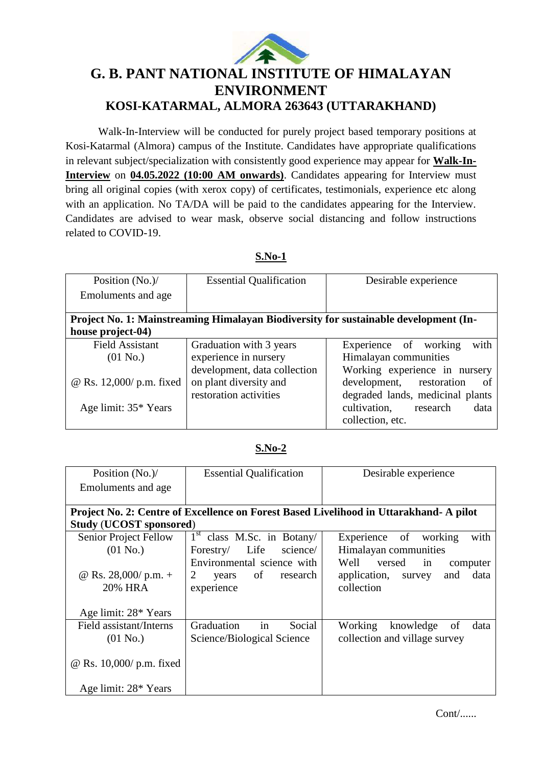# G. B. PANT NATIONAL INSTITUTE OF HIMALAYAN ENVIRONMENT
## KOSI-KATARMAL, ALMORA 263643 (UTTARAKHAND)

Walk-In-Interview will be conducted for purely project based temporary positions at Kosi-Katarmal (Almora) campus of the Institute. Candidates have appropriate qualifications in relevant subject/specialization with consistently good experience may appear for **Walk-In-Interview** on **04.05.2022 (10:00 AM onwards)**. Candidates appearing for Interview must bring all original copies (with xerox copy) of certificates, testimonials, experience etc along with an application. No TA/DA will be paid to the candidates appearing for the Interview. Candidates are advised to wear mask, observe social distancing and follow instructions related to COVID-19.

**S.No-1**

| Position (No.)/ Emoluments and age | Essential Qualification | Desirable experience |
|---|---|---|
| **Project No. 1: Mainstreaming Himalayan Biodiversity for sustainable development (In-house project-04)** | | |
| Field Assistant (01 No.)<br>@ Rs. 12,000/ p.m. fixed<br>Age limit: 35* Years | Graduation with 3 years experience in nursery development, data collection on plant diversity and restoration activities | Experience of working with Himalayan communities<br>Working experience in nursery development, restoration of degraded lands, medicinal plants cultivation, research data collection, etc. |

**S.No-2**

| Position (No.)/ Emoluments and age | Essential Qualification | Desirable experience |
|---|---|---|
| **Project No. 2: Centre of Excellence on Forest Based Livelihood in Uttarakhand- A pilot Study (UCOST sponsored)** | | |
| Senior Project Fellow (01 No.)<br>@ Rs. 28,000/ p.m. + 20% HRA<br>Age limit: 28* Years | 1st class M.Sc. in Botany/ Forestry/ Life science/ Environmental science with 2 years of research experience | Experience of working with Himalayan communities<br>Well versed in computer application, survey and data collection |
| Field assistant/Interns (01 No.)<br>@ Rs. 10,000/ p.m. fixed<br>Age limit: 28* Years | Graduation in Social Science/Biological Science | Working knowledge of data collection and village survey |

Cont/......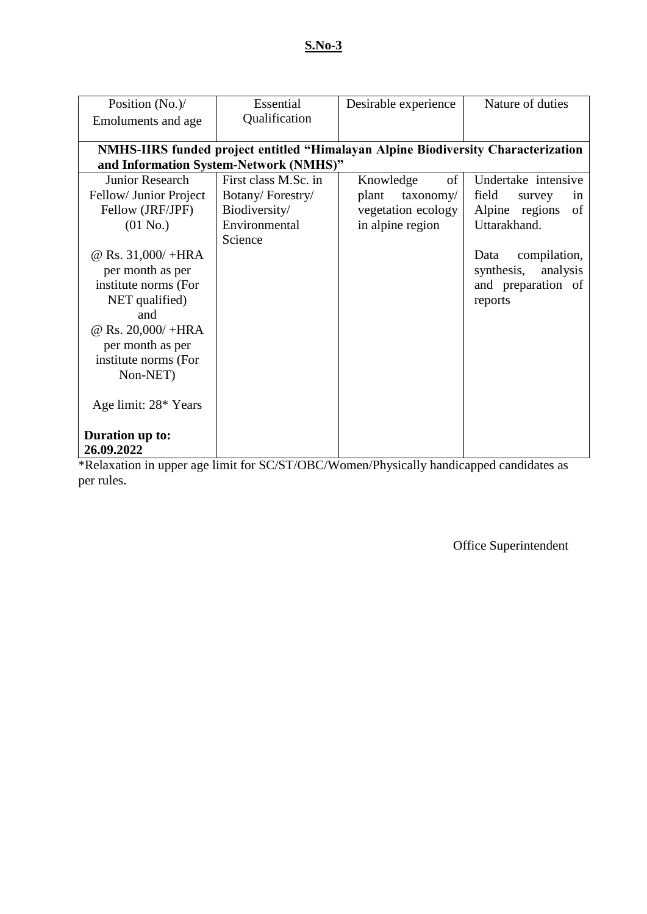**S.No-3**

| Position (No.)/ Emoluments and age | Essential Qualification | Desirable experience | Nature of duties |
|---|---|---|---|
| **NMHS-IIRS funded project entitled "Himalayan Alpine Biodiversity Characterization and Information System-Network (NMHS)"** | | | |
| Junior Research Fellow/ Junior Project Fellow (JRF/JPF) (01 No.)<br><br>@ Rs. 31,000/ +HRA per month as per institute norms (For NET qualified) and @ Rs. 20,000/ +HRA per month as per institute norms (For Non-NET)<br><br>Age limit: 28* Years<br><br>**Duration up to: 26.09.2022** | First class M.Sc. in Botany/ Forestry/ Biodiversity/ Environmental Science | Knowledge of plant taxonomy/ vegetation ecology in alpine region | Undertake intensive field survey in Alpine regions of Uttarakhand.<br><br>Data compilation, synthesis, analysis and preparation of reports |

*Relaxation in upper age limit for SC/ST/OBC/Women/Physically handicapped candidates as per rules.

Office Superintendent